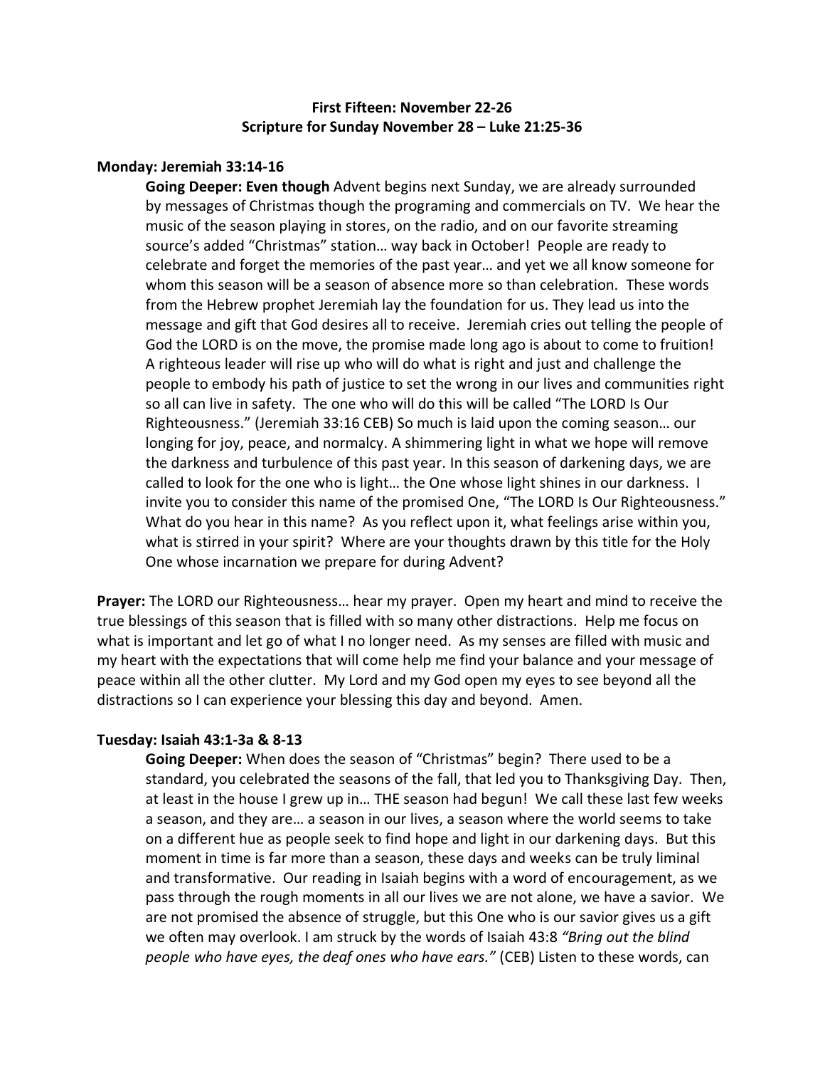**First Fifteen: November 22-26**
**Scripture for Sunday November 28 – Luke 21:25-36**

**Monday: Jeremiah 33:14-16**

**Going Deeper: Even though** Advent begins next Sunday, we are already surrounded by messages of Christmas though the programing and commercials on TV. We hear the music of the season playing in stores, on the radio, and on our favorite streaming source's added "Christmas" station… way back in October! People are ready to celebrate and forget the memories of the past year… and yet we all know someone for whom this season will be a season of absence more so than celebration. These words from the Hebrew prophet Jeremiah lay the foundation for us. They lead us into the message and gift that God desires all to receive. Jeremiah cries out telling the people of God the LORD is on the move, the promise made long ago is about to come to fruition! A righteous leader will rise up who will do what is right and just and challenge the people to embody his path of justice to set the wrong in our lives and communities right so all can live in safety. The one who will do this will be called "The LORD Is Our Righteousness." (Jeremiah 33:16 CEB) So much is laid upon the coming season… our longing for joy, peace, and normalcy. A shimmering light in what we hope will remove the darkness and turbulence of this past year. In this season of darkening days, we are called to look for the one who is light… the One whose light shines in our darkness. I invite you to consider this name of the promised One, "The LORD Is Our Righteousness." What do you hear in this name? As you reflect upon it, what feelings arise within you, what is stirred in your spirit? Where are your thoughts drawn by this title for the Holy One whose incarnation we prepare for during Advent?

**Prayer:** The LORD our Righteousness… hear my prayer. Open my heart and mind to receive the true blessings of this season that is filled with so many other distractions. Help me focus on what is important and let go of what I no longer need. As my senses are filled with music and my heart with the expectations that will come help me find your balance and your message of peace within all the other clutter. My Lord and my God open my eyes to see beyond all the distractions so I can experience your blessing this day and beyond. Amen.

**Tuesday: Isaiah 43:1-3a & 8-13**

**Going Deeper:** When does the season of "Christmas" begin? There used to be a standard, you celebrated the seasons of the fall, that led you to Thanksgiving Day. Then, at least in the house I grew up in… THE season had begun! We call these last few weeks a season, and they are… a season in our lives, a season where the world seems to take on a different hue as people seek to find hope and light in our darkening days. But this moment in time is far more than a season, these days and weeks can be truly liminal and transformative. Our reading in Isaiah begins with a word of encouragement, as we pass through the rough moments in all our lives we are not alone, we have a savior. We are not promised the absence of struggle, but this One who is our savior gives us a gift we often may overlook. I am struck by the words of Isaiah 43:8 *"Bring out the blind people who have eyes, the deaf ones who have ears."* (CEB) Listen to these words, can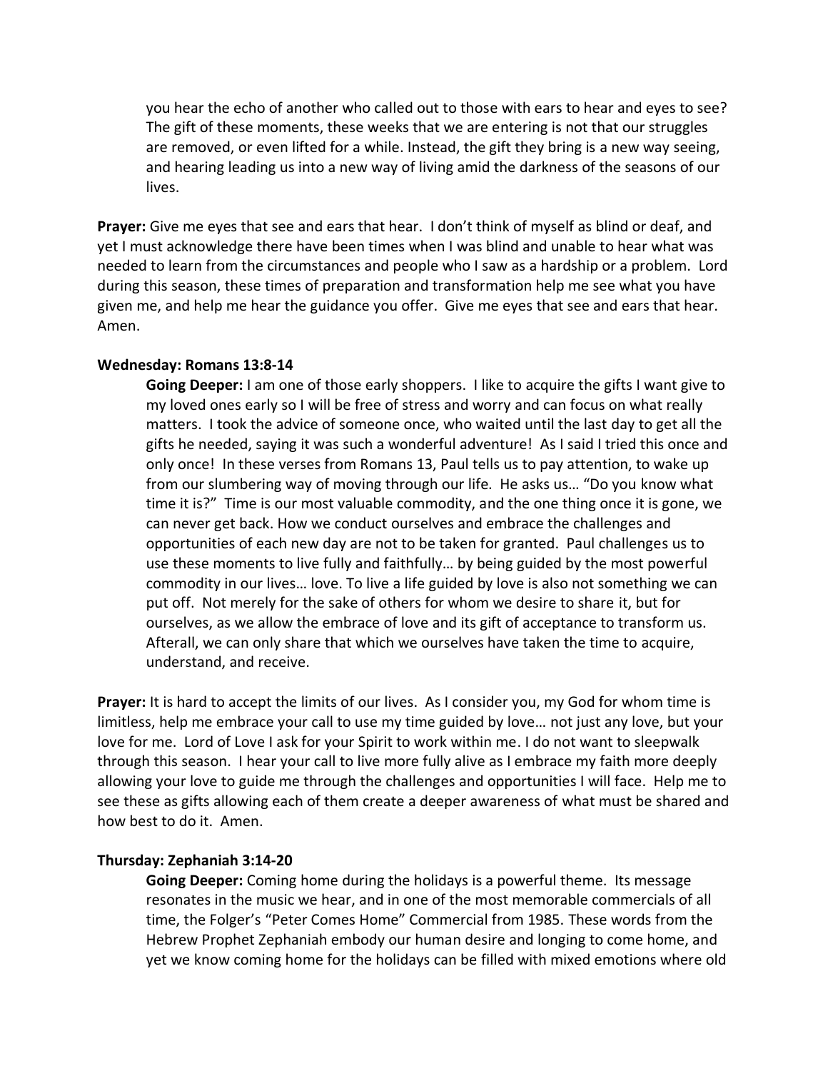you hear the echo of another who called out to those with ears to hear and eyes to see? The gift of these moments, these weeks that we are entering is not that our struggles are removed, or even lifted for a while. Instead, the gift they bring is a new way seeing, and hearing leading us into a new way of living amid the darkness of the seasons of our lives.

**Prayer:** Give me eyes that see and ears that hear. I don't think of myself as blind or deaf, and yet I must acknowledge there have been times when I was blind and unable to hear what was needed to learn from the circumstances and people who I saw as a hardship or a problem. Lord during this season, these times of preparation and transformation help me see what you have given me, and help me hear the guidance you offer. Give me eyes that see and ears that hear. Amen.

**Wednesday: Romans 13:8-14**

**Going Deeper:** I am one of those early shoppers. I like to acquire the gifts I want give to my loved ones early so I will be free of stress and worry and can focus on what really matters. I took the advice of someone once, who waited until the last day to get all the gifts he needed, saying it was such a wonderful adventure! As I said I tried this once and only once! In these verses from Romans 13, Paul tells us to pay attention, to wake up from our slumbering way of moving through our life. He asks us… "Do you know what time it is?" Time is our most valuable commodity, and the one thing once it is gone, we can never get back. How we conduct ourselves and embrace the challenges and opportunities of each new day are not to be taken for granted. Paul challenges us to use these moments to live fully and faithfully… by being guided by the most powerful commodity in our lives… love. To live a life guided by love is also not something we can put off. Not merely for the sake of others for whom we desire to share it, but for ourselves, as we allow the embrace of love and its gift of acceptance to transform us. Afterall, we can only share that which we ourselves have taken the time to acquire, understand, and receive.

**Prayer:** It is hard to accept the limits of our lives. As I consider you, my God for whom time is limitless, help me embrace your call to use my time guided by love… not just any love, but your love for me. Lord of Love I ask for your Spirit to work within me. I do not want to sleepwalk through this season. I hear your call to live more fully alive as I embrace my faith more deeply allowing your love to guide me through the challenges and opportunities I will face. Help me to see these as gifts allowing each of them create a deeper awareness of what must be shared and how best to do it. Amen.

**Thursday: Zephaniah 3:14-20**

**Going Deeper:** Coming home during the holidays is a powerful theme. Its message resonates in the music we hear, and in one of the most memorable commercials of all time, the Folger's "Peter Comes Home" Commercial from 1985. These words from the Hebrew Prophet Zephaniah embody our human desire and longing to come home, and yet we know coming home for the holidays can be filled with mixed emotions where old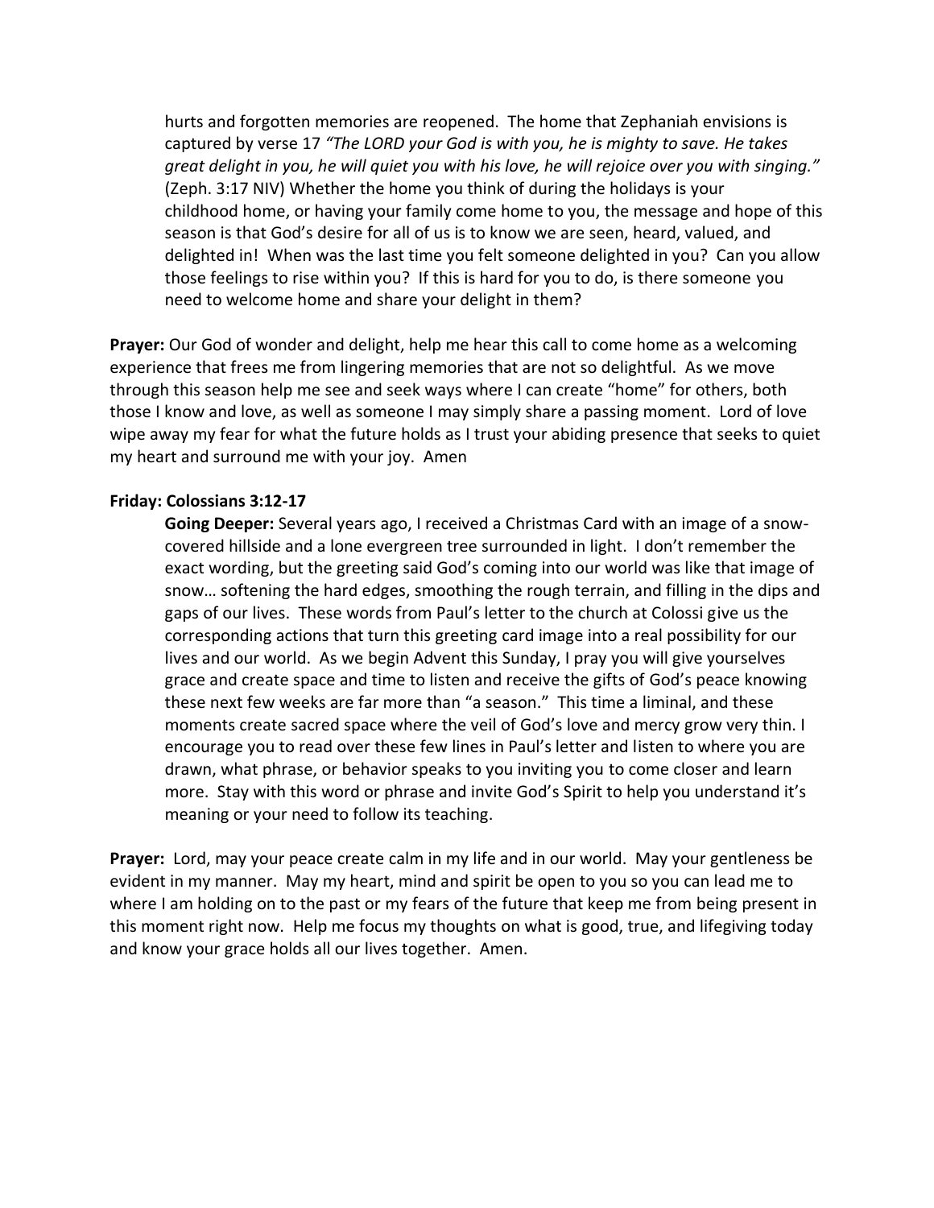hurts and forgotten memories are reopened. The home that Zephaniah envisions is captured by verse 17 *"The LORD your God is with you, he is mighty to save. He takes great delight in you, he will quiet you with his love, he will rejoice over you with singing."* (Zeph. 3:17 NIV) Whether the home you think of during the holidays is your childhood home, or having your family come home to you, the message and hope of this season is that God's desire for all of us is to know we are seen, heard, valued, and delighted in! When was the last time you felt someone delighted in you? Can you allow those feelings to rise within you? If this is hard for you to do, is there someone you need to welcome home and share your delight in them?

**Prayer:** Our God of wonder and delight, help me hear this call to come home as a welcoming experience that frees me from lingering memories that are not so delightful. As we move through this season help me see and seek ways where I can create "home" for others, both those I know and love, as well as someone I may simply share a passing moment. Lord of love wipe away my fear for what the future holds as I trust your abiding presence that seeks to quiet my heart and surround me with your joy. Amen

**Friday: Colossians 3:12-17**

**Going Deeper:** Several years ago, I received a Christmas Card with an image of a snow-covered hillside and a lone evergreen tree surrounded in light. I don't remember the exact wording, but the greeting said God's coming into our world was like that image of snow… softening the hard edges, smoothing the rough terrain, and filling in the dips and gaps of our lives. These words from Paul's letter to the church at Colossi give us the corresponding actions that turn this greeting card image into a real possibility for our lives and our world. As we begin Advent this Sunday, I pray you will give yourselves grace and create space and time to listen and receive the gifts of God's peace knowing these next few weeks are far more than "a season." This time a liminal, and these moments create sacred space where the veil of God's love and mercy grow very thin. I encourage you to read over these few lines in Paul's letter and listen to where you are drawn, what phrase, or behavior speaks to you inviting you to come closer and learn more. Stay with this word or phrase and invite God's Spirit to help you understand it's meaning or your need to follow its teaching.

**Prayer:** Lord, may your peace create calm in my life and in our world. May your gentleness be evident in my manner. May my heart, mind and spirit be open to you so you can lead me to where I am holding on to the past or my fears of the future that keep me from being present in this moment right now. Help me focus my thoughts on what is good, true, and lifegiving today and know your grace holds all our lives together. Amen.